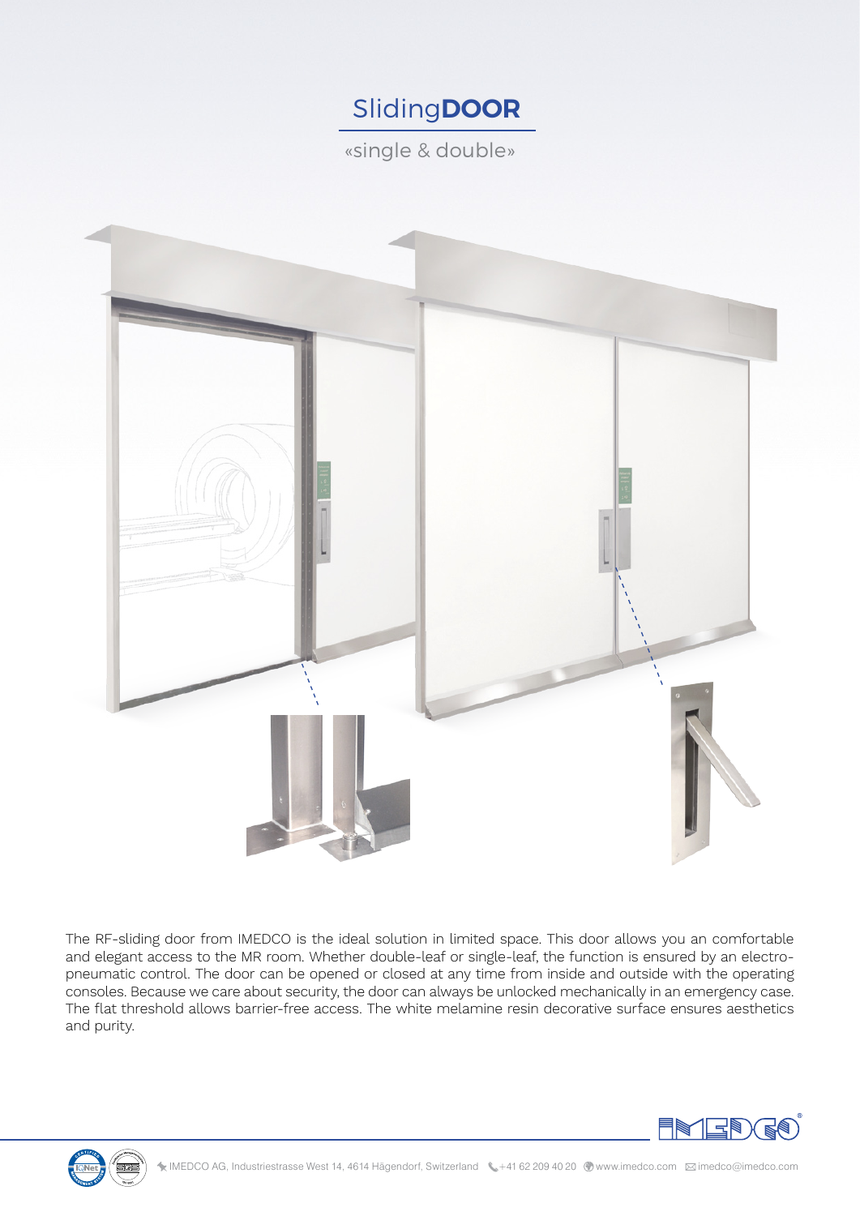# Sliding**DOOR**

«single & double»

The RF-sliding door from IMEDCO is the ideal solution in limited space. This door allows you an comfortable and elegant access to the MR room. Whether double-leaf or single-leaf, the function is ensured by an electro-pneumatic control. The door can be opened or closed at any time from inside and outside with the operating consoles. Because we care about security, the door can always be unlocked mechanically in an emergency case. The flat threshold allows barrier-free access. The white melamine resin decorative surface ensures aesthetics and purity.

IMEDCO AG, Industriestrasse West 14, 4614 Hägendorf, Switzerland +41 62 209 40 20 www.imedco.com imedco@imedco.com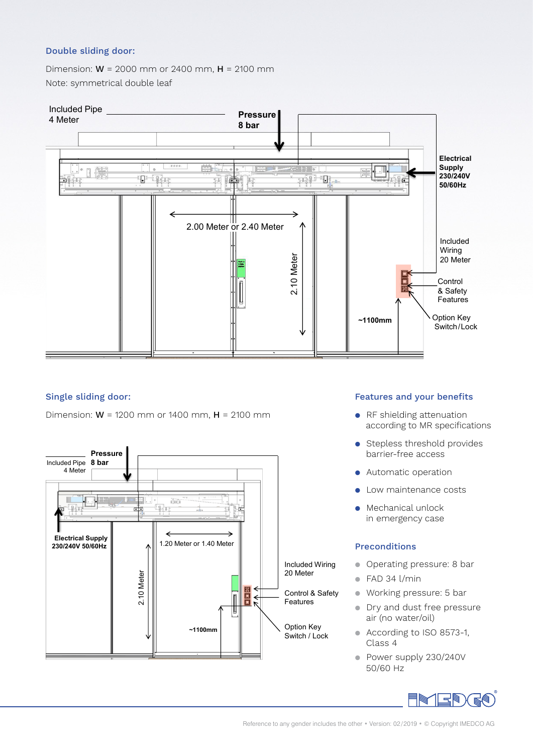## Double sliding door:

Dimension: **W** = 2000 mm or 2400 mm, **H** = 2100 mm
Note: symmetrical double leaf

Included Pipe
4 Meter

**Pressure**
**8 bar**

**Electrical**
**Supply**
**230/240V**
**50/60Hz**

2.00 Meter or 2.40 Meter

2.10 Meter

Included
Wiring
20 Meter

Control
& Safety
Features

**~1100mm**

Option Key
Switch/Lock

## Single sliding door:

Dimension: **W** = 1200 mm or 1400 mm, **H** = 2100 mm

Included Pipe
4 Meter

**Pressure**
**8 bar**

**Electrical Supply**
**230/240V 50/60Hz**

1.20 Meter or 1.40 Meter

2.10 Meter

Included Wiring
20 Meter

Control & Safety
Features

**~1100mm**

Option Key
Switch / Lock

## Features and your benefits

- RF shielding attenuation according to MR specifications
- Stepless threshold provides barrier-free access
- Automatic operation
- Low maintenance costs
- Mechanical unlock in emergency case

## Preconditions

- Operating pressure: 8 bar
- FAD 34 l/min
- Working pressure: 5 bar
- Dry and dust free pressure air (no water/oil)
- According to ISO 8573-1, Class 4
- Power supply 230/240V 50/60 Hz

Reference to any gender includes the other • Version: 02/2019 • © Copyright IMEDCO AG